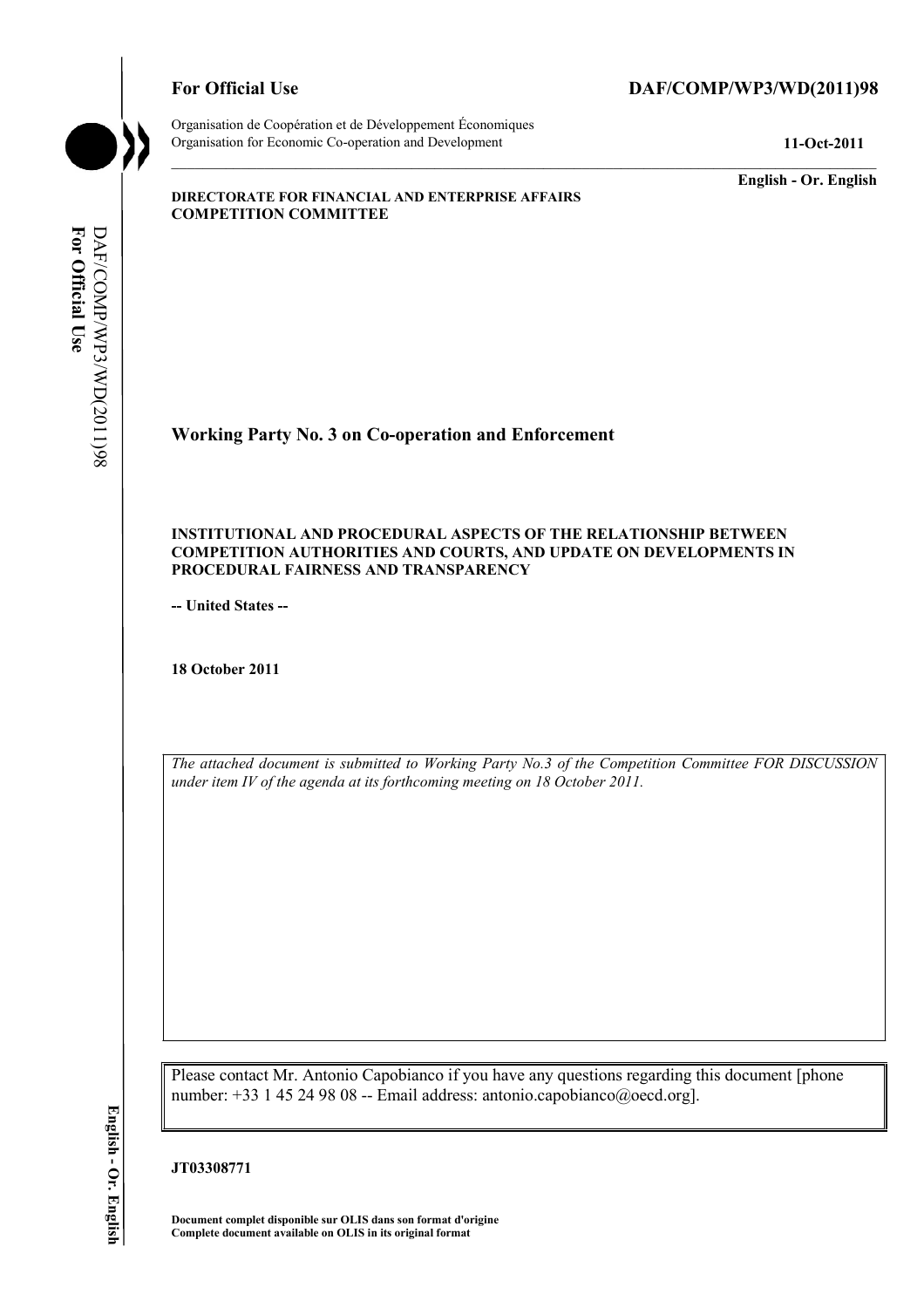**For Official Use** **DAF/COMP/WP3/WD(2011)98**

Organisation de Coopération et de Développement Économiques
Organisation for Economic Co-operation and Development **11-Oct-2011**

**English - Or. English**

**DIRECTORATE FOR FINANCIAL AND ENTERPRISE AFFAIRS**
**COMPETITION COMMITTEE**

# Working Party No. 3 on Co-operation and Enforcement

**INSTITUTIONAL AND PROCEDURAL ASPECTS OF THE RELATIONSHIP BETWEEN COMPETITION AUTHORITIES AND COURTS, AND UPDATE ON DEVELOPMENTS IN PROCEDURAL FAIRNESS AND TRANSPARENCY**

**-- United States --**

**18 October 2011**

*The attached document is submitted to Working Party No.3 of the Competition Committee FOR DISCUSSION under item IV of the agenda at its forthcoming meeting on 18 October 2011.*

Please contact Mr. Antonio Capobianco if you have any questions regarding this document [phone number: +33 1 45 24 98 08 -- Email address: antonio.capobianco@oecd.org].

**JT03308771**

**Document complet disponible sur OLIS dans son format d'origine**
**Complete document available on OLIS in its original format**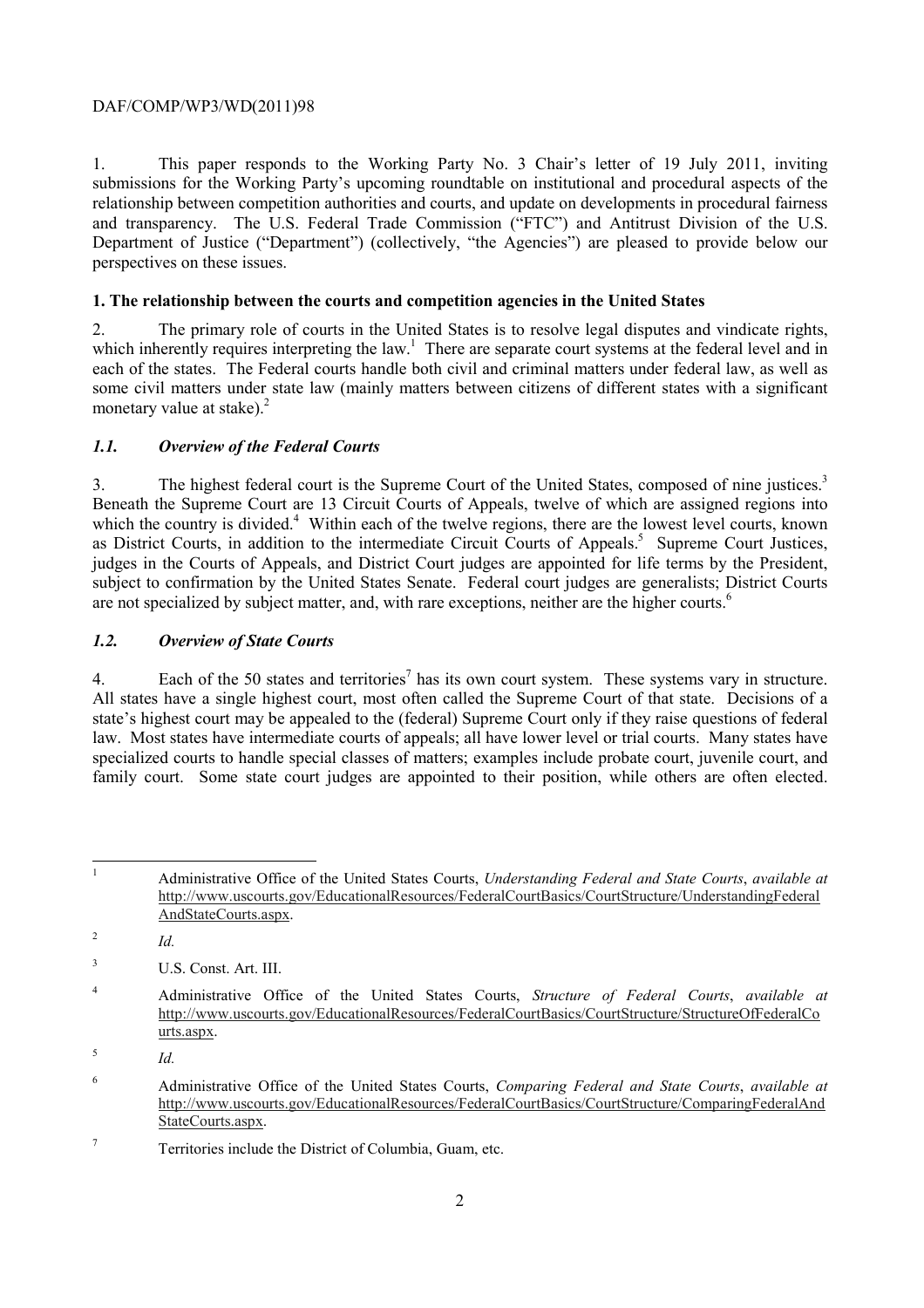1. This paper responds to the Working Party No. 3 Chair's letter of 19 July 2011, inviting submissions for the Working Party's upcoming roundtable on institutional and procedural aspects of the relationship between competition authorities and courts, and update on developments in procedural fairness and transparency. The U.S. Federal Trade Commission ("FTC") and Antitrust Division of the U.S. Department of Justice ("Department") (collectively, "the Agencies") are pleased to provide below our perspectives on these issues.

## 1. The relationship between the courts and competition agencies in the United States

2. The primary role of courts in the United States is to resolve legal disputes and vindicate rights, which inherently requires interpreting the law.[1] There are separate court systems at the federal level and in each of the states. The Federal courts handle both civil and criminal matters under federal law, as well as some civil matters under state law (mainly matters between citizens of different states with a significant monetary value at stake).[2]

### *1.1. Overview of the Federal Courts*

3. The highest federal court is the Supreme Court of the United States, composed of nine justices.[3] Beneath the Supreme Court are 13 Circuit Courts of Appeals, twelve of which are assigned regions into which the country is divided.[4] Within each of the twelve regions, there are the lowest level courts, known as District Courts, in addition to the intermediate Circuit Courts of Appeals.[5] Supreme Court Justices, judges in the Courts of Appeals, and District Court judges are appointed for life terms by the President, subject to confirmation by the United States Senate. Federal court judges are generalists; District Courts are not specialized by subject matter, and, with rare exceptions, neither are the higher courts.[6]

### *1.2. Overview of State Courts*

4. Each of the 50 states and territories[7] has its own court system. These systems vary in structure. All states have a single highest court, most often called the Supreme Court of that state. Decisions of a state's highest court may be appealed to the (federal) Supreme Court only if they raise questions of federal law. Most states have intermediate courts of appeals; all have lower level or trial courts. Many states have specialized courts to handle special classes of matters; examples include probate court, juvenile court, and family court. Some state court judges are appointed to their position, while others are often elected.

---

[1] Administrative Office of the United States Courts, *Understanding Federal and State Courts*, *available at* http://www.uscourts.gov/EducationalResources/FederalCourtBasics/CourtStructure/UnderstandingFederalAndStateCourts.aspx.

[2] *Id.*

[3] U.S. Const. Art. III.

[4] Administrative Office of the United States Courts, *Structure of Federal Courts*, *available at* http://www.uscourts.gov/EducationalResources/FederalCourtBasics/CourtStructure/StructureOfFederalCourts.aspx.

[5] *Id.*

[6] Administrative Office of the United States Courts, *Comparing Federal and State Courts*, *available at* http://www.uscourts.gov/EducationalResources/FederalCourtBasics/CourtStructure/ComparingFederalAndStateCourts.aspx.

[7] Territories include the District of Columbia, Guam, etc.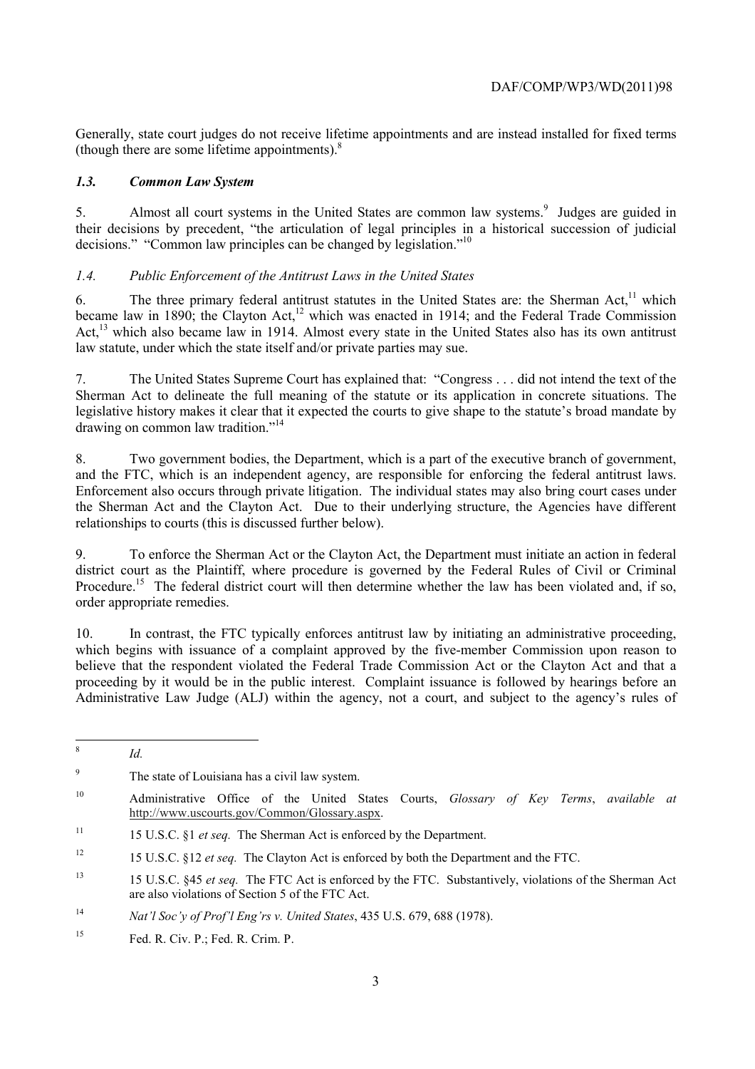Generally, state court judges do not receive lifetime appointments and are instead installed for fixed terms (though there are some lifetime appointments).[8]

### *1.3. Common Law System*

5. Almost all court systems in the United States are common law systems.[9] Judges are guided in their decisions by precedent, "the articulation of legal principles in a historical succession of judicial decisions." "Common law principles can be changed by legislation."[10]

### *1.4. Public Enforcement of the Antitrust Laws in the United States*

6. The three primary federal antitrust statutes in the United States are: the Sherman Act,[11] which became law in 1890; the Clayton Act,[12] which was enacted in 1914; and the Federal Trade Commission Act,[13] which also became law in 1914. Almost every state in the United States also has its own antitrust law statute, under which the state itself and/or private parties may sue.

7. The United States Supreme Court has explained that: "Congress . . . did not intend the text of the Sherman Act to delineate the full meaning of the statute or its application in concrete situations. The legislative history makes it clear that it expected the courts to give shape to the statute's broad mandate by drawing on common law tradition."[14]

8. Two government bodies, the Department, which is a part of the executive branch of government, and the FTC, which is an independent agency, are responsible for enforcing the federal antitrust laws. Enforcement also occurs through private litigation. The individual states may also bring court cases under the Sherman Act and the Clayton Act. Due to their underlying structure, the Agencies have different relationships to courts (this is discussed further below).

9. To enforce the Sherman Act or the Clayton Act, the Department must initiate an action in federal district court as the Plaintiff, where procedure is governed by the Federal Rules of Civil or Criminal Procedure.[15] The federal district court will then determine whether the law has been violated and, if so, order appropriate remedies.

10. In contrast, the FTC typically enforces antitrust law by initiating an administrative proceeding, which begins with issuance of a complaint approved by the five-member Commission upon reason to believe that the respondent violated the Federal Trade Commission Act or the Clayton Act and that a proceeding by it would be in the public interest. Complaint issuance is followed by hearings before an Administrative Law Judge (ALJ) within the agency, not a court, and subject to the agency's rules of

---

[8] *Id.*

[9] The state of Louisiana has a civil law system.

[10] Administrative Office of the United States Courts, *Glossary of Key Terms*, *available at* http://www.uscourts.gov/Common/Glossary.aspx.

[11] 15 U.S.C. §1 *et seq.* The Sherman Act is enforced by the Department.

[12] 15 U.S.C. §12 *et seq.* The Clayton Act is enforced by both the Department and the FTC.

[13] 15 U.S.C. §45 *et seq.* The FTC Act is enforced by the FTC. Substantively, violations of the Sherman Act are also violations of Section 5 of the FTC Act.

[14] *Nat'l Soc'y of Prof'l Eng'rs v. United States*, 435 U.S. 679, 688 (1978).

[15] Fed. R. Civ. P.; Fed. R. Crim. P.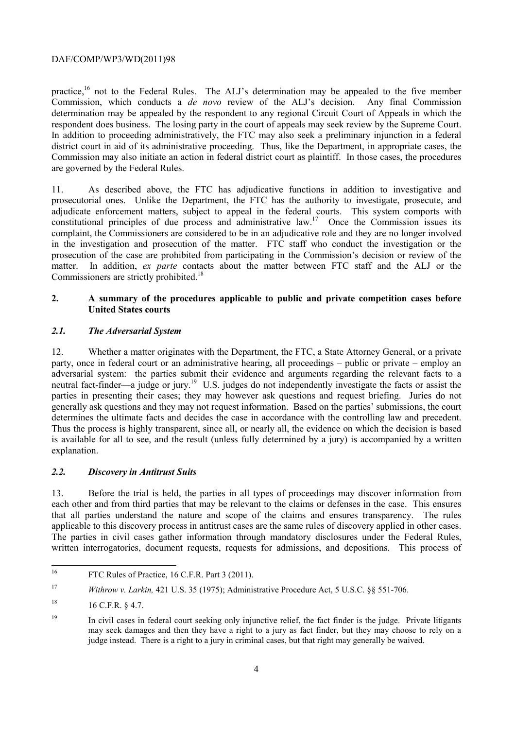practice,[16] not to the Federal Rules. The ALJ's determination may be appealed to the five member Commission, which conducts a *de novo* review of the ALJ's decision. Any final Commission determination may be appealed by the respondent to any regional Circuit Court of Appeals in which the respondent does business. The losing party in the court of appeals may seek review by the Supreme Court. In addition to proceeding administratively, the FTC may also seek a preliminary injunction in a federal district court in aid of its administrative proceeding. Thus, like the Department, in appropriate cases, the Commission may also initiate an action in federal district court as plaintiff. In those cases, the procedures are governed by the Federal Rules.

11. As described above, the FTC has adjudicative functions in addition to investigative and prosecutorial ones. Unlike the Department, the FTC has the authority to investigate, prosecute, and adjudicate enforcement matters, subject to appeal in the federal courts. This system comports with constitutional principles of due process and administrative law.[17] Once the Commission issues its complaint, the Commissioners are considered to be in an adjudicative role and they are no longer involved in the investigation and prosecution of the matter. FTC staff who conduct the investigation or the prosecution of the case are prohibited from participating in the Commission's decision or review of the matter. In addition, *ex parte* contacts about the matter between FTC staff and the ALJ or the Commissioners are strictly prohibited.[18]

## 2. A summary of the procedures applicable to public and private competition cases before United States courts

### *2.1. The Adversarial System*

12. Whether a matter originates with the Department, the FTC, a State Attorney General, or a private party, once in federal court or an administrative hearing, all proceedings – public or private – employ an adversarial system: the parties submit their evidence and arguments regarding the relevant facts to a neutral fact-finder—a judge or jury.[19] U.S. judges do not independently investigate the facts or assist the parties in presenting their cases; they may however ask questions and request briefing. Juries do not generally ask questions and they may not request information. Based on the parties' submissions, the court determines the ultimate facts and decides the case in accordance with the controlling law and precedent. Thus the process is highly transparent, since all, or nearly all, the evidence on which the decision is based is available for all to see, and the result (unless fully determined by a jury) is accompanied by a written explanation.

### *2.2. Discovery in Antitrust Suits*

13. Before the trial is held, the parties in all types of proceedings may discover information from each other and from third parties that may be relevant to the claims or defenses in the case. This ensures that all parties understand the nature and scope of the claims and ensures transparency. The rules applicable to this discovery process in antitrust cases are the same rules of discovery applied in other cases. The parties in civil cases gather information through mandatory disclosures under the Federal Rules, written interrogatories, document requests, requests for admissions, and depositions. This process of

---

[16] FTC Rules of Practice, 16 C.F.R. Part 3 (2011).

[17] *Withrow v. Larkin,* 421 U.S. 35 (1975); Administrative Procedure Act, 5 U.S.C. §§ 551-706.

[18] 16 C.F.R. § 4.7.

[19] In civil cases in federal court seeking only injunctive relief, the fact finder is the judge. Private litigants may seek damages and then they have a right to a jury as fact finder, but they may choose to rely on a judge instead. There is a right to a jury in criminal cases, but that right may generally be waived.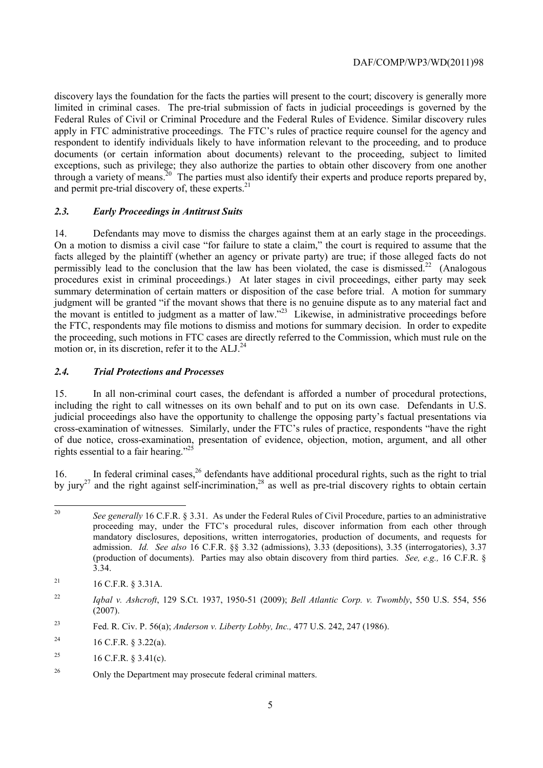discovery lays the foundation for the facts the parties will present to the court; discovery is generally more limited in criminal cases. The pre-trial submission of facts in judicial proceedings is governed by the Federal Rules of Civil or Criminal Procedure and the Federal Rules of Evidence. Similar discovery rules apply in FTC administrative proceedings. The FTC's rules of practice require counsel for the agency and respondent to identify individuals likely to have information relevant to the proceeding, and to produce documents (or certain information about documents) relevant to the proceeding, subject to limited exceptions, such as privilege; they also authorize the parties to obtain other discovery from one another through a variety of means.[20] The parties must also identify their experts and produce reports prepared by, and permit pre-trial discovery of, these experts.[21]

### *2.3. Early Proceedings in Antitrust Suits*

14. Defendants may move to dismiss the charges against them at an early stage in the proceedings. On a motion to dismiss a civil case "for failure to state a claim," the court is required to assume that the facts alleged by the plaintiff (whether an agency or private party) are true; if those alleged facts do not permissibly lead to the conclusion that the law has been violated, the case is dismissed.[22] (Analogous procedures exist in criminal proceedings.) At later stages in civil proceedings, either party may seek summary determination of certain matters or disposition of the case before trial. A motion for summary judgment will be granted "if the movant shows that there is no genuine dispute as to any material fact and the movant is entitled to judgment as a matter of law."[23] Likewise, in administrative proceedings before the FTC, respondents may file motions to dismiss and motions for summary decision. In order to expedite the proceeding, such motions in FTC cases are directly referred to the Commission, which must rule on the motion or, in its discretion, refer it to the ALJ.[24]

### *2.4. Trial Protections and Processes*

15. In all non-criminal court cases, the defendant is afforded a number of procedural protections, including the right to call witnesses on its own behalf and to put on its own case. Defendants in U.S. judicial proceedings also have the opportunity to challenge the opposing party's factual presentations via cross-examination of witnesses. Similarly, under the FTC's rules of practice, respondents "have the right of due notice, cross-examination, presentation of evidence, objection, motion, argument, and all other rights essential to a fair hearing."[25]

16. In federal criminal cases,[26] defendants have additional procedural rights, such as the right to trial by jury[27] and the right against self-incrimination,[28] as well as pre-trial discovery rights to obtain certain

---

[20] *See generally* 16 C.F.R. § 3.31. As under the Federal Rules of Civil Procedure, parties to an administrative proceeding may, under the FTC's procedural rules, discover information from each other through mandatory disclosures, depositions, written interrogatories, production of documents, and requests for admission. *Id. See also* 16 C.F.R. §§ 3.32 (admissions), 3.33 (depositions), 3.35 (interrogatories), 3.37 (production of documents). Parties may also obtain discovery from third parties. *See, e.g.,* 16 C.F.R. § 3.34.

[21] 16 C.F.R. § 3.31A.

[22] *Iqbal v. Ashcroft*, 129 S.Ct. 1937, 1950-51 (2009); *Bell Atlantic Corp. v. Twombly*, 550 U.S. 554, 556 (2007).

[23] Fed. R. Civ. P. 56(a); *Anderson v. Liberty Lobby, Inc.,* 477 U.S. 242, 247 (1986).

[24] 16 C.F.R. § 3.22(a).

[25] 16 C.F.R. § 3.41(c).

[26] Only the Department may prosecute federal criminal matters.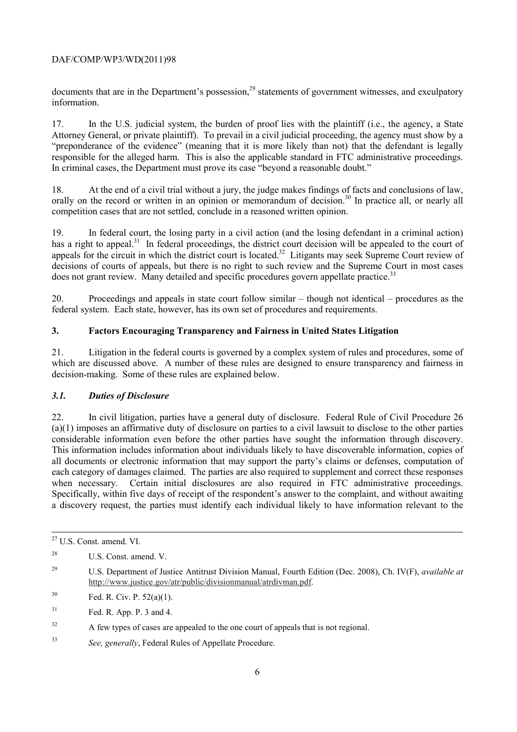documents that are in the Department's possession,[29] statements of government witnesses, and exculpatory information.

17. In the U.S. judicial system, the burden of proof lies with the plaintiff (i.e., the agency, a State Attorney General, or private plaintiff). To prevail in a civil judicial proceeding, the agency must show by a "preponderance of the evidence" (meaning that it is more likely than not) that the defendant is legally responsible for the alleged harm. This is also the applicable standard in FTC administrative proceedings. In criminal cases, the Department must prove its case "beyond a reasonable doubt."

18. At the end of a civil trial without a jury, the judge makes findings of facts and conclusions of law, orally on the record or written in an opinion or memorandum of decision.[30] In practice all, or nearly all competition cases that are not settled, conclude in a reasoned written opinion.

19. In federal court, the losing party in a civil action (and the losing defendant in a criminal action) has a right to appeal.[31] In federal proceedings, the district court decision will be appealed to the court of appeals for the circuit in which the district court is located.[32] Litigants may seek Supreme Court review of decisions of courts of appeals, but there is no right to such review and the Supreme Court in most cases does not grant review. Many detailed and specific procedures govern appellate practice.[33]

20. Proceedings and appeals in state court follow similar – though not identical – procedures as the federal system. Each state, however, has its own set of procedures and requirements.

## 3. Factors Encouraging Transparency and Fairness in United States Litigation

21. Litigation in the federal courts is governed by a complex system of rules and procedures, some of which are discussed above. A number of these rules are designed to ensure transparency and fairness in decision-making. Some of these rules are explained below.

### *3.1. Duties of Disclosure*

22. In civil litigation, parties have a general duty of disclosure. Federal Rule of Civil Procedure 26 (a)(1) imposes an affirmative duty of disclosure on parties to a civil lawsuit to disclose to the other parties considerable information even before the other parties have sought the information through discovery. This information includes information about individuals likely to have discoverable information, copies of all documents or electronic information that may support the party's claims or defenses, computation of each category of damages claimed. The parties are also required to supplement and correct these responses when necessary. Certain initial disclosures are also required in FTC administrative proceedings. Specifically, within five days of receipt of the respondent's answer to the complaint, and without awaiting a discovery request, the parties must identify each individual likely to have information relevant to the

---

[27] U.S. Const. amend. VI.

[28] U.S. Const. amend. V.

[29] U.S. Department of Justice Antitrust Division Manual, Fourth Edition (Dec. 2008), Ch. IV(F), *available at* http://www.justice.gov/atr/public/divisionmanual/atrdivman.pdf.

[30] Fed. R. Civ. P. 52(a)(1).

[31] Fed. R. App. P. 3 and 4.

[32] A few types of cases are appealed to the one court of appeals that is not regional.

[33] *See, generally*, Federal Rules of Appellate Procedure.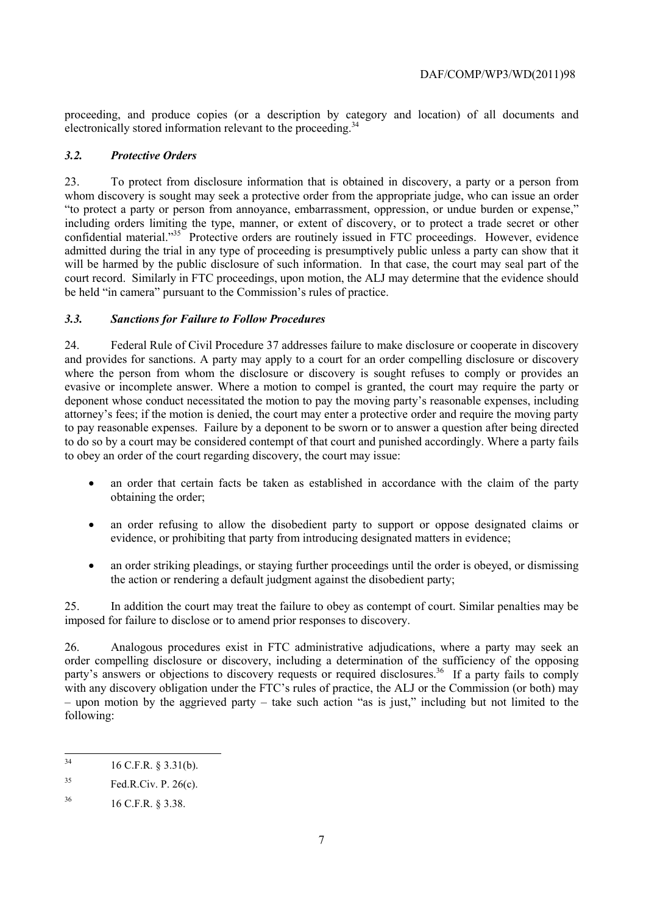proceeding, and produce copies (or a description by category and location) of all documents and electronically stored information relevant to the proceeding.[34]

### *3.2. Protective Orders*

23. To protect from disclosure information that is obtained in discovery, a party or a person from whom discovery is sought may seek a protective order from the appropriate judge, who can issue an order "to protect a party or person from annoyance, embarrassment, oppression, or undue burden or expense," including orders limiting the type, manner, or extent of discovery, or to protect a trade secret or other confidential material."[35] Protective orders are routinely issued in FTC proceedings. However, evidence admitted during the trial in any type of proceeding is presumptively public unless a party can show that it will be harmed by the public disclosure of such information. In that case, the court may seal part of the court record. Similarly in FTC proceedings, upon motion, the ALJ may determine that the evidence should be held "in camera" pursuant to the Commission's rules of practice.

### *3.3. Sanctions for Failure to Follow Procedures*

24. Federal Rule of Civil Procedure 37 addresses failure to make disclosure or cooperate in discovery and provides for sanctions. A party may apply to a court for an order compelling disclosure or discovery where the person from whom the disclosure or discovery is sought refuses to comply or provides an evasive or incomplete answer. Where a motion to compel is granted, the court may require the party or deponent whose conduct necessitated the motion to pay the moving party's reasonable expenses, including attorney's fees; if the motion is denied, the court may enter a protective order and require the moving party to pay reasonable expenses. Failure by a deponent to be sworn or to answer a question after being directed to do so by a court may be considered contempt of that court and punished accordingly. Where a party fails to obey an order of the court regarding discovery, the court may issue:

- an order that certain facts be taken as established in accordance with the claim of the party obtaining the order;
- an order refusing to allow the disobedient party to support or oppose designated claims or evidence, or prohibiting that party from introducing designated matters in evidence;
- an order striking pleadings, or staying further proceedings until the order is obeyed, or dismissing the action or rendering a default judgment against the disobedient party;

25. In addition the court may treat the failure to obey as contempt of court. Similar penalties may be imposed for failure to disclose or to amend prior responses to discovery.

26. Analogous procedures exist in FTC administrative adjudications, where a party may seek an order compelling disclosure or discovery, including a determination of the sufficiency of the opposing party's answers or objections to discovery requests or required disclosures.[36] If a party fails to comply with any discovery obligation under the FTC's rules of practice, the ALJ or the Commission (or both) may – upon motion by the aggrieved party – take such action "as is just," including but not limited to the following:

---

[34] 16 C.F.R. § 3.31(b).

[35] Fed.R.Civ. P. 26(c).

[36] 16 C.F.R. § 3.38.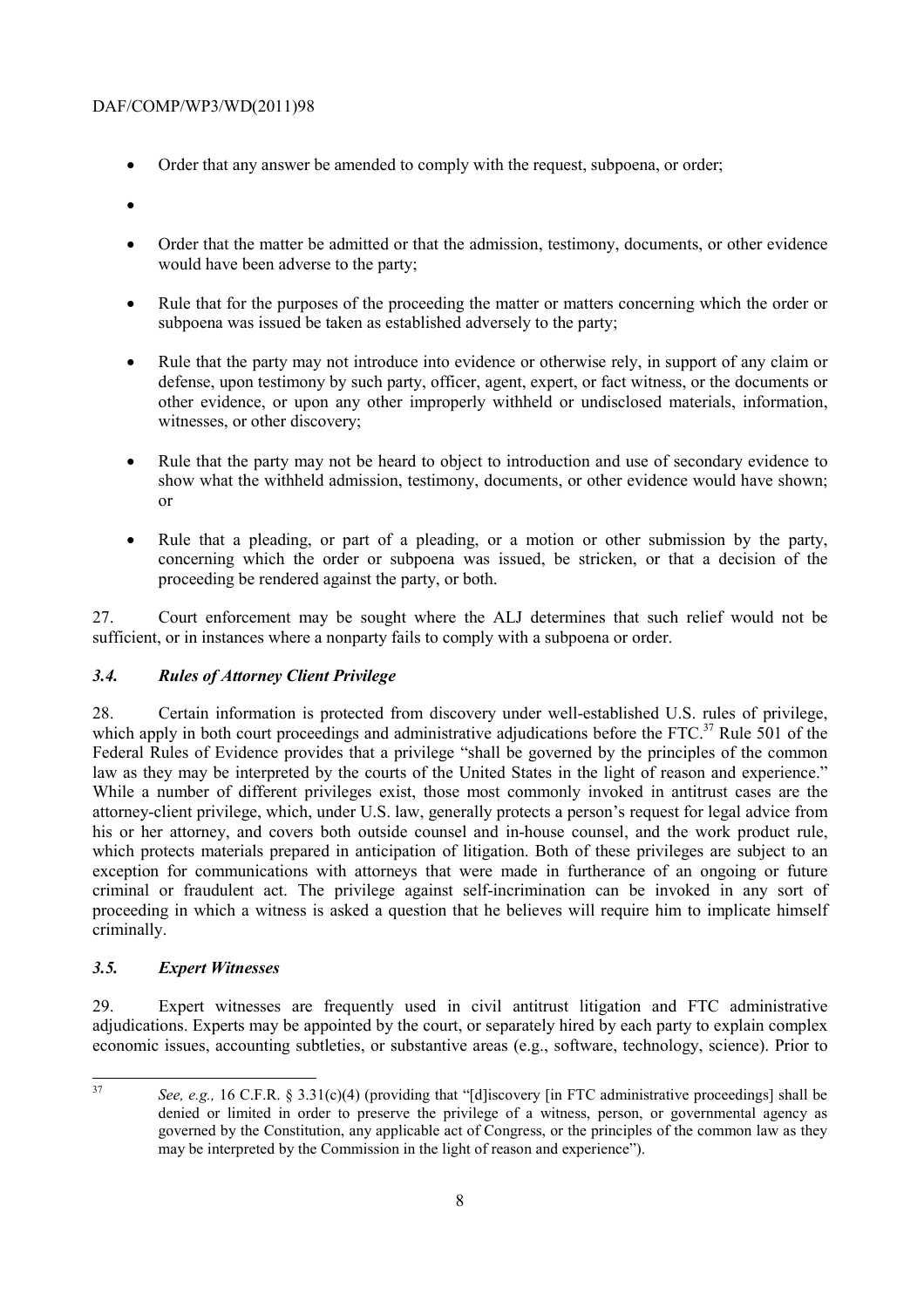- Order that any answer be amended to comply with the request, subpoena, or order;
- 
- Order that the matter be admitted or that the admission, testimony, documents, or other evidence would have been adverse to the party;
- Rule that for the purposes of the proceeding the matter or matters concerning which the order or subpoena was issued be taken as established adversely to the party;
- Rule that the party may not introduce into evidence or otherwise rely, in support of any claim or defense, upon testimony by such party, officer, agent, expert, or fact witness, or the documents or other evidence, or upon any other improperly withheld or undisclosed materials, information, witnesses, or other discovery;
- Rule that the party may not be heard to object to introduction and use of secondary evidence to show what the withheld admission, testimony, documents, or other evidence would have shown; or
- Rule that a pleading, or part of a pleading, or a motion or other submission by the party, concerning which the order or subpoena was issued, be stricken, or that a decision of the proceeding be rendered against the party, or both.

27. Court enforcement may be sought where the ALJ determines that such relief would not be sufficient, or in instances where a nonparty fails to comply with a subpoena or order.

### *3.4. Rules of Attorney Client Privilege*

28. Certain information is protected from discovery under well-established U.S. rules of privilege, which apply in both court proceedings and administrative adjudications before the FTC.[37] Rule 501 of the Federal Rules of Evidence provides that a privilege "shall be governed by the principles of the common law as they may be interpreted by the courts of the United States in the light of reason and experience." While a number of different privileges exist, those most commonly invoked in antitrust cases are the attorney-client privilege, which, under U.S. law, generally protects a person's request for legal advice from his or her attorney, and covers both outside counsel and in-house counsel, and the work product rule, which protects materials prepared in anticipation of litigation. Both of these privileges are subject to an exception for communications with attorneys that were made in furtherance of an ongoing or future criminal or fraudulent act. The privilege against self-incrimination can be invoked in any sort of proceeding in which a witness is asked a question that he believes will require him to implicate himself criminally.

### *3.5. Expert Witnesses*

29. Expert witnesses are frequently used in civil antitrust litigation and FTC administrative adjudications. Experts may be appointed by the court, or separately hired by each party to explain complex economic issues, accounting subtleties, or substantive areas (e.g., software, technology, science). Prior to

---

[37] *See, e.g.,* 16 C.F.R. § 3.31(c)(4) (providing that "[d]iscovery [in FTC administrative proceedings] shall be denied or limited in order to preserve the privilege of a witness, person, or governmental agency as governed by the Constitution, any applicable act of Congress, or the principles of the common law as they may be interpreted by the Commission in the light of reason and experience").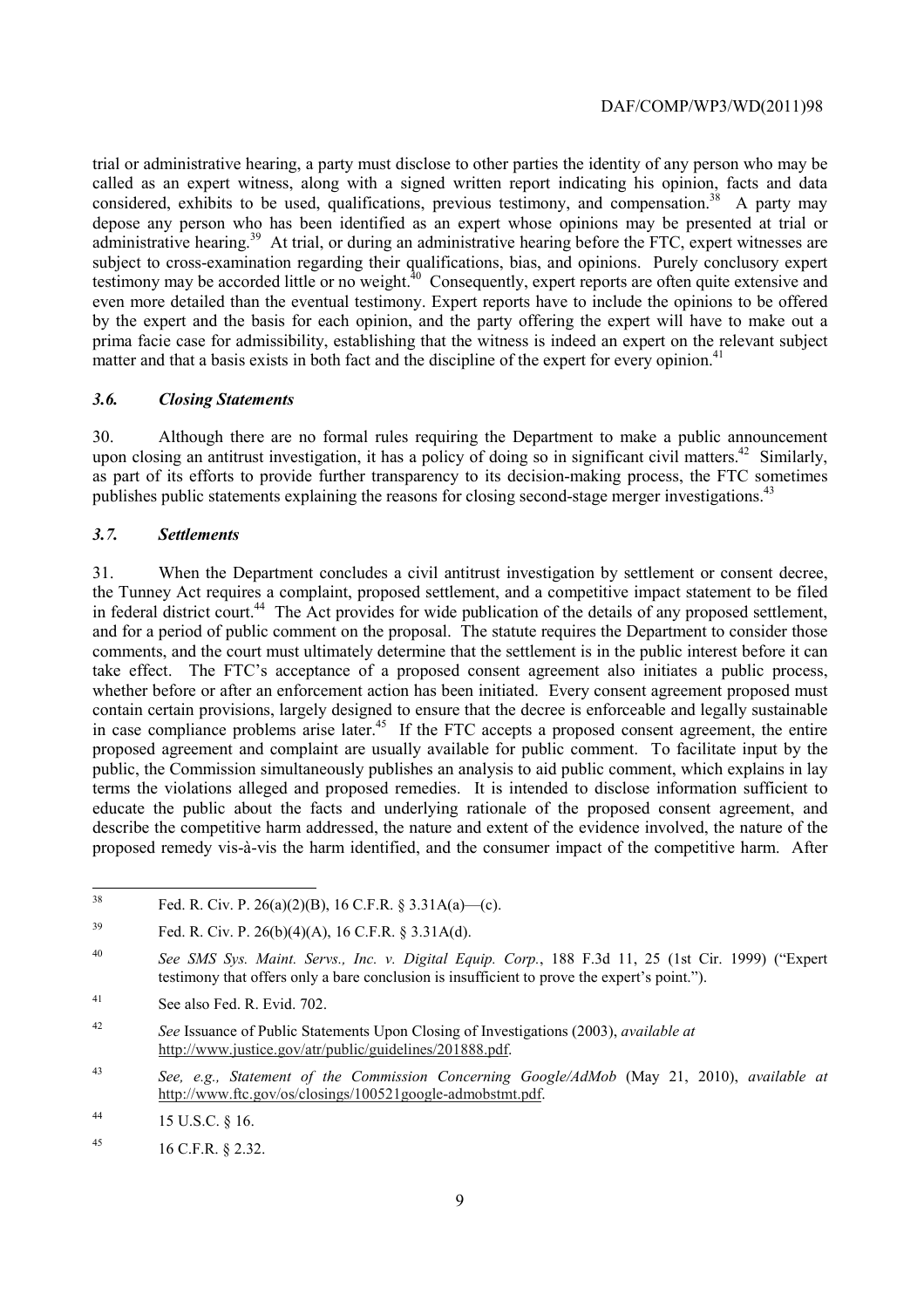trial or administrative hearing, a party must disclose to other parties the identity of any person who may be called as an expert witness, along with a signed written report indicating his opinion, facts and data considered, exhibits to be used, qualifications, previous testimony, and compensation.[38] A party may depose any person who has been identified as an expert whose opinions may be presented at trial or administrative hearing.[39] At trial, or during an administrative hearing before the FTC, expert witnesses are subject to cross-examination regarding their qualifications, bias, and opinions. Purely conclusory expert testimony may be accorded little or no weight.[40] Consequently, expert reports are often quite extensive and even more detailed than the eventual testimony. Expert reports have to include the opinions to be offered by the expert and the basis for each opinion, and the party offering the expert will have to make out a prima facie case for admissibility, establishing that the witness is indeed an expert on the relevant subject matter and that a basis exists in both fact and the discipline of the expert for every opinion.[41]

### *3.6. Closing Statements*

30. Although there are no formal rules requiring the Department to make a public announcement upon closing an antitrust investigation, it has a policy of doing so in significant civil matters.[42] Similarly, as part of its efforts to provide further transparency to its decision-making process, the FTC sometimes publishes public statements explaining the reasons for closing second-stage merger investigations.[43]

### *3.7. Settlements*

31. When the Department concludes a civil antitrust investigation by settlement or consent decree, the Tunney Act requires a complaint, proposed settlement, and a competitive impact statement to be filed in federal district court.[44] The Act provides for wide publication of the details of any proposed settlement, and for a period of public comment on the proposal. The statute requires the Department to consider those comments, and the court must ultimately determine that the settlement is in the public interest before it can take effect. The FTC's acceptance of a proposed consent agreement also initiates a public process, whether before or after an enforcement action has been initiated. Every consent agreement proposed must contain certain provisions, largely designed to ensure that the decree is enforceable and legally sustainable in case compliance problems arise later.[45] If the FTC accepts a proposed consent agreement, the entire proposed agreement and complaint are usually available for public comment. To facilitate input by the public, the Commission simultaneously publishes an analysis to aid public comment, which explains in lay terms the violations alleged and proposed remedies. It is intended to disclose information sufficient to educate the public about the facts and underlying rationale of the proposed consent agreement, and describe the competitive harm addressed, the nature and extent of the evidence involved, the nature of the proposed remedy vis-à-vis the harm identified, and the consumer impact of the competitive harm. After

---

[38] Fed. R. Civ. P. 26(a)(2)(B), 16 C.F.R. § 3.31A(a)—(c).

[39] Fed. R. Civ. P. 26(b)(4)(A), 16 C.F.R. § 3.31A(d).

[40] *See SMS Sys. Maint. Servs., Inc. v. Digital Equip. Corp.*, 188 F.3d 11, 25 (1st Cir. 1999) ("Expert testimony that offers only a bare conclusion is insufficient to prove the expert's point.").

[41] See also Fed. R. Evid. 702.

[42] *See* Issuance of Public Statements Upon Closing of Investigations (2003), *available at* http://www.justice.gov/atr/public/guidelines/201888.pdf.

[43] *See, e.g., Statement of the Commission Concerning Google/AdMob* (May 21, 2010), *available at* http://www.ftc.gov/os/closings/100521google-admobstmt.pdf.

[44] 15 U.S.C. § 16.

[45] 16 C.F.R. § 2.32.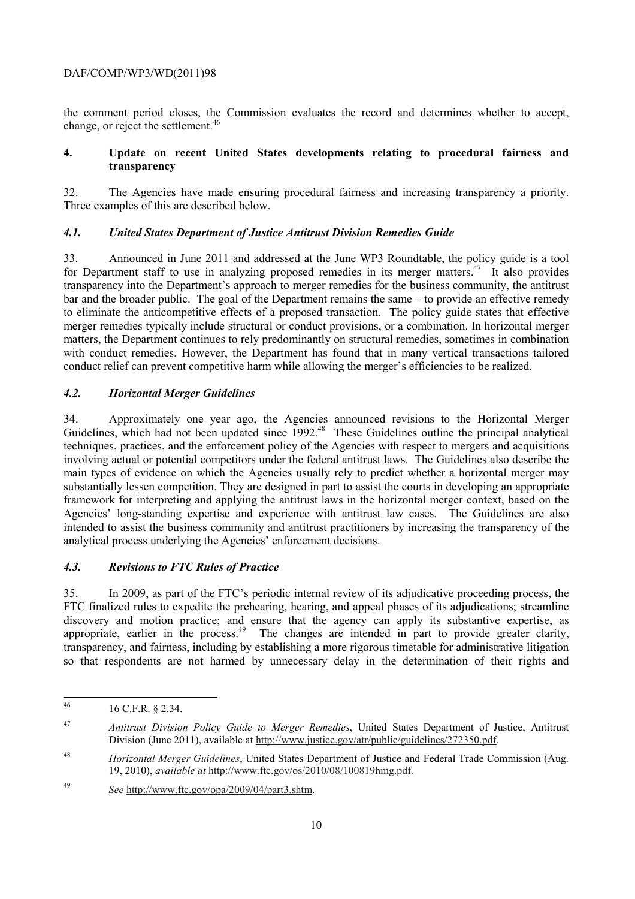the comment period closes, the Commission evaluates the record and determines whether to accept, change, or reject the settlement.[46]

## 4. Update on recent United States developments relating to procedural fairness and transparency

32. The Agencies have made ensuring procedural fairness and increasing transparency a priority. Three examples of this are described below.

### *4.1. United States Department of Justice Antitrust Division Remedies Guide*

33. Announced in June 2011 and addressed at the June WP3 Roundtable, the policy guide is a tool for Department staff to use in analyzing proposed remedies in its merger matters.[47] It also provides transparency into the Department's approach to merger remedies for the business community, the antitrust bar and the broader public. The goal of the Department remains the same – to provide an effective remedy to eliminate the anticompetitive effects of a proposed transaction. The policy guide states that effective merger remedies typically include structural or conduct provisions, or a combination. In horizontal merger matters, the Department continues to rely predominantly on structural remedies, sometimes in combination with conduct remedies. However, the Department has found that in many vertical transactions tailored conduct relief can prevent competitive harm while allowing the merger's efficiencies to be realized.

### *4.2. Horizontal Merger Guidelines*

34. Approximately one year ago, the Agencies announced revisions to the Horizontal Merger Guidelines, which had not been updated since 1992.[48] These Guidelines outline the principal analytical techniques, practices, and the enforcement policy of the Agencies with respect to mergers and acquisitions involving actual or potential competitors under the federal antitrust laws. The Guidelines also describe the main types of evidence on which the Agencies usually rely to predict whether a horizontal merger may substantially lessen competition. They are designed in part to assist the courts in developing an appropriate framework for interpreting and applying the antitrust laws in the horizontal merger context, based on the Agencies' long-standing expertise and experience with antitrust law cases. The Guidelines are also intended to assist the business community and antitrust practitioners by increasing the transparency of the analytical process underlying the Agencies' enforcement decisions.

### *4.3. Revisions to FTC Rules of Practice*

35. In 2009, as part of the FTC's periodic internal review of its adjudicative proceeding process, the FTC finalized rules to expedite the prehearing, hearing, and appeal phases of its adjudications; streamline discovery and motion practice; and ensure that the agency can apply its substantive expertise, as appropriate, earlier in the process.[49] The changes are intended in part to provide greater clarity, transparency, and fairness, including by establishing a more rigorous timetable for administrative litigation so that respondents are not harmed by unnecessary delay in the determination of their rights and

---

[46] 16 C.F.R. § 2.34.

[47] *Antitrust Division Policy Guide to Merger Remedies*, United States Department of Justice, Antitrust Division (June 2011), available at http://www.justice.gov/atr/public/guidelines/272350.pdf.

[48] *Horizontal Merger Guidelines*, United States Department of Justice and Federal Trade Commission (Aug. 19, 2010), *available at* http://www.ftc.gov/os/2010/08/100819hmg.pdf.

[49] *See* http://www.ftc.gov/opa/2009/04/part3.shtm.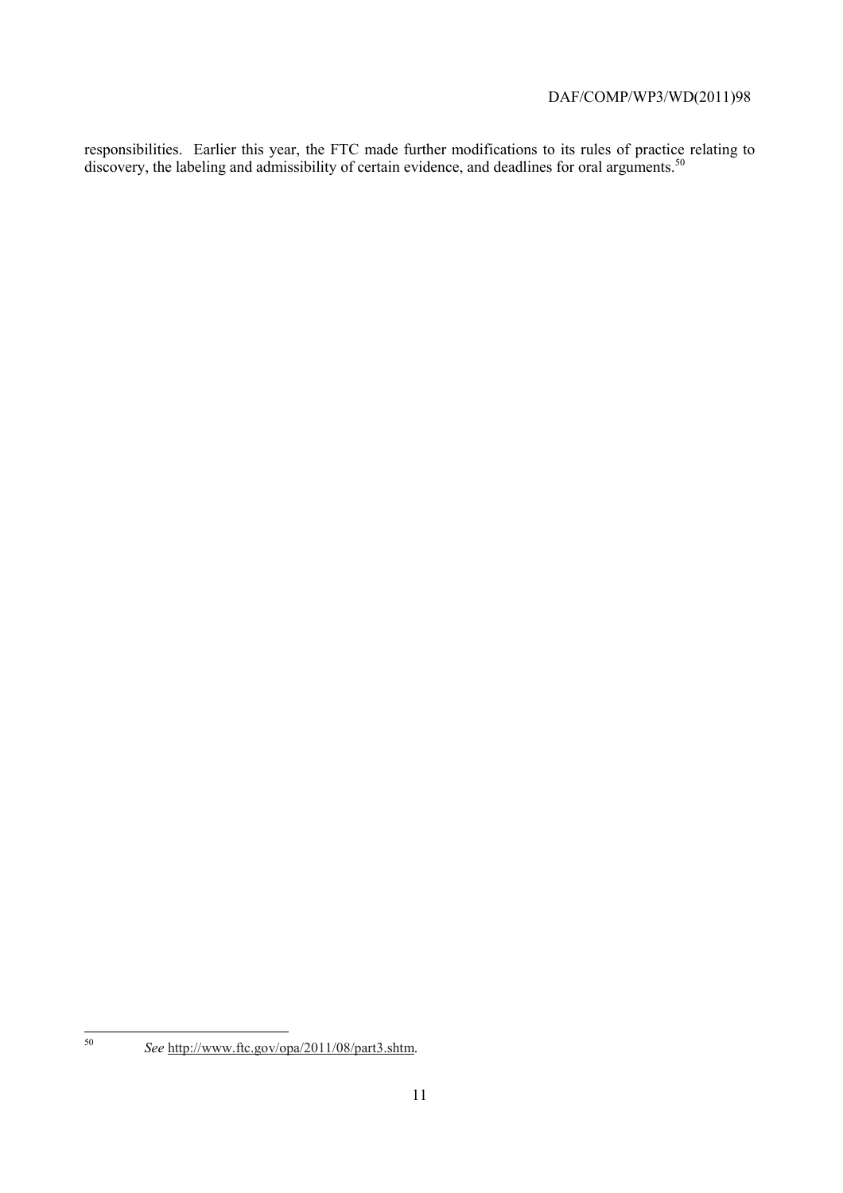responsibilities. Earlier this year, the FTC made further modifications to its rules of practice relating to discovery, the labeling and admissibility of certain evidence, and deadlines for oral arguments.[50]

---

[50] *See* http://www.ftc.gov/opa/2011/08/part3.shtm.